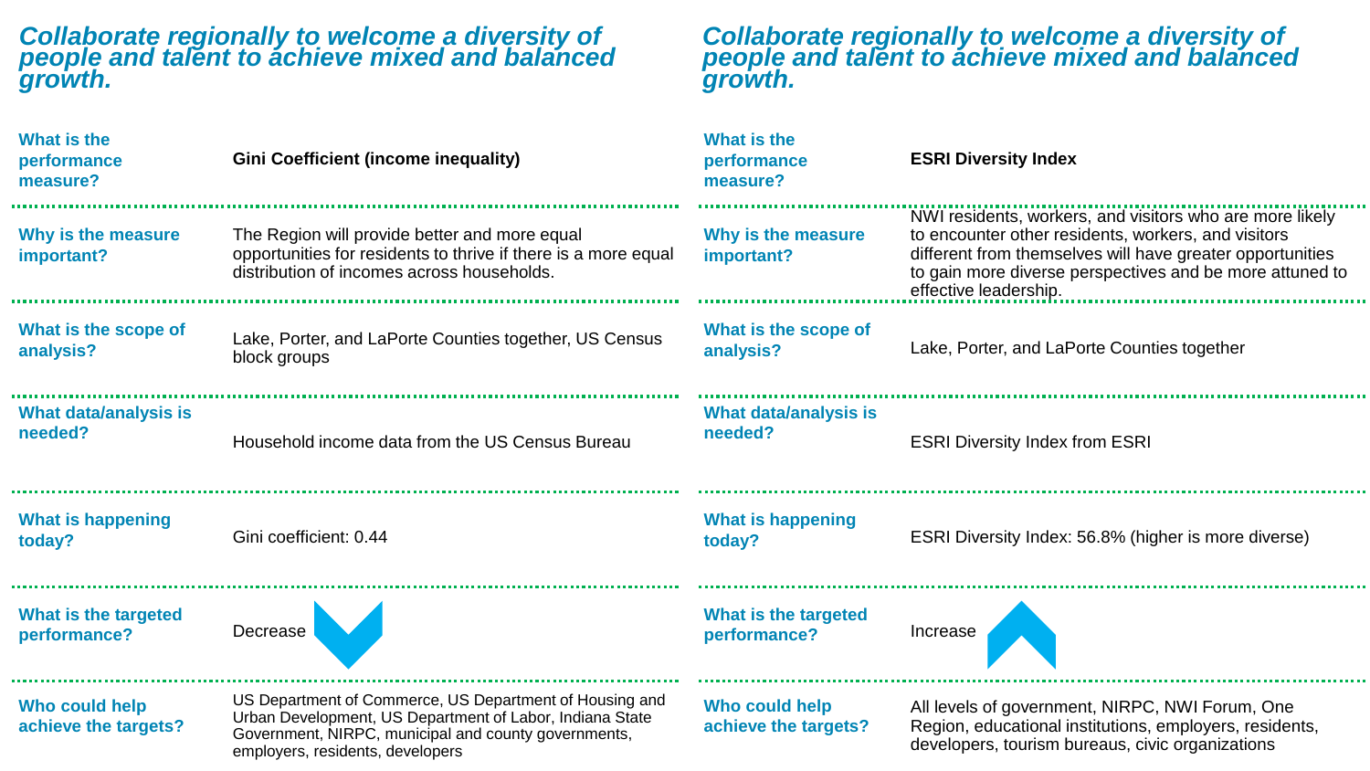## Collaborate regionally to welcome a diversity of people and talent to achieve mixed and balanced growth.

| | |
|---|---|
| **What is the performance measure?** | **Gini Coefficient (income inequality)** |
| **Why is the measure important?** | The Region will provide better and more equal opportunities for residents to thrive if there is a more equal distribution of incomes across households. |
| **What is the scope of analysis?** | Lake, Porter, and LaPorte Counties together, US Census block groups |
| **What data/analysis is needed?** | Household income data from the US Census Bureau |
| **What is happening today?** | Gini coefficient: 0.44 |
| **What is the targeted performance?** | Decrease |
| **Who could help achieve the targets?** | US Department of Commerce, US Department of Housing and Urban Development, US Department of Labor, Indiana State Government, NIRPC, municipal and county governments, employers, residents, developers |

## Collaborate regionally to welcome a diversity of people and talent to achieve mixed and balanced growth.

| | |
|---|---|
| **What is the performance measure?** | **ESRI Diversity Index** |
| **Why is the measure important?** | NWI residents, workers, and visitors who are more likely to encounter other residents, workers, and visitors different from themselves will have greater opportunities to gain more diverse perspectives and be more attuned to effective leadership. |
| **What is the scope of analysis?** | Lake, Porter, and LaPorte Counties together |
| **What data/analysis is needed?** | ESRI Diversity Index from ESRI |
| **What is happening today?** | ESRI Diversity Index: 56.8% (higher is more diverse) |
| **What is the targeted performance?** | Increase |
| **Who could help achieve the targets?** | All levels of government, NIRPC, NWI Forum, One Region, educational institutions, employers, residents, developers, tourism bureaus, civic organizations |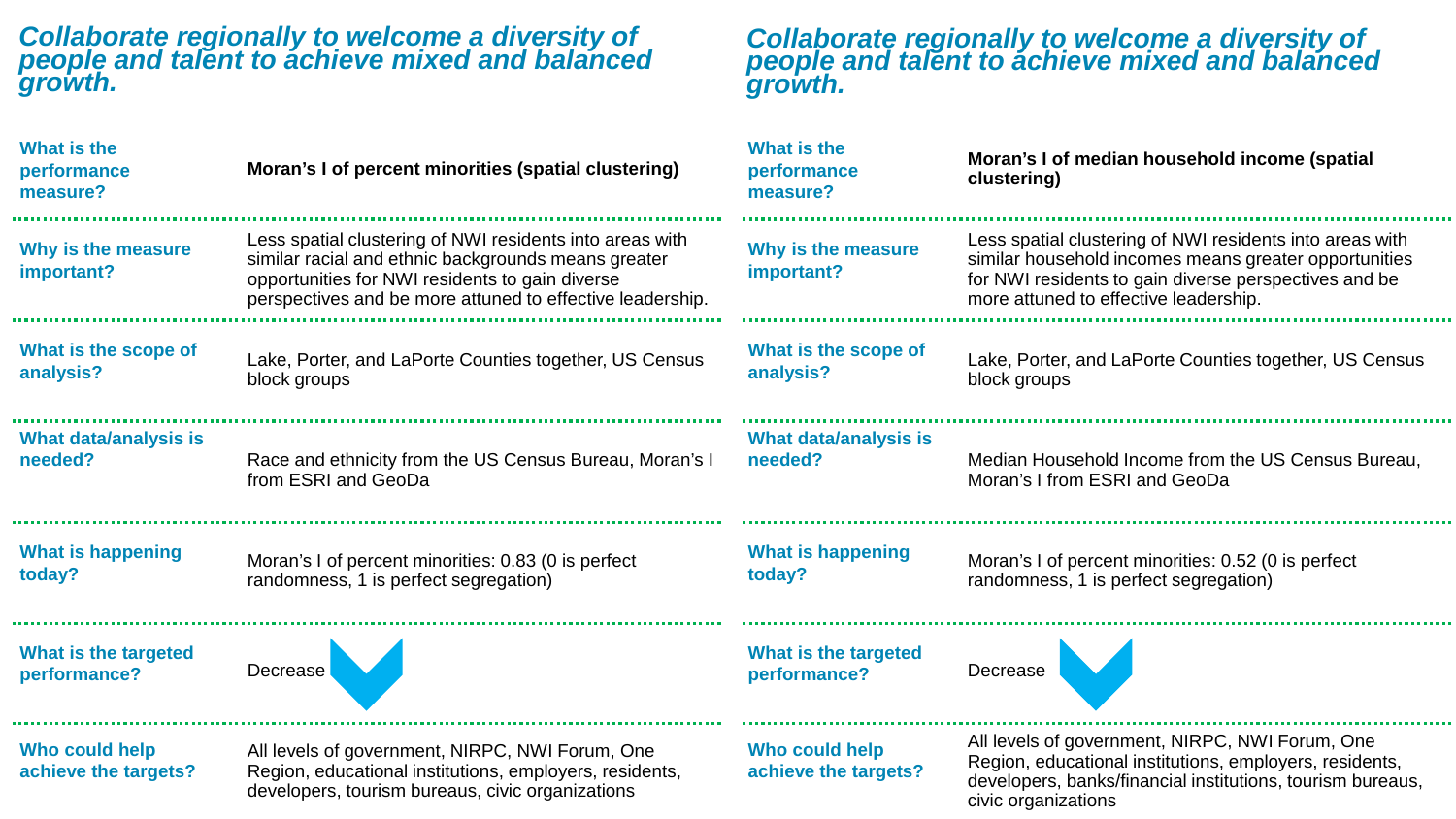## Collaborate regionally to welcome a diversity of people and talent to achieve mixed and balanced growth.

| | |
|---|---|
| **What is the performance measure?** | **Moran's I of percent minorities (spatial clustering)** |
| **Why is the measure important?** | Less spatial clustering of NWI residents into areas with similar racial and ethnic backgrounds means greater opportunities for NWI residents to gain diverse perspectives and be more attuned to effective leadership. |
| **What is the scope of analysis?** | Lake, Porter, and LaPorte Counties together, US Census block groups |
| **What data/analysis is needed?** | Race and ethnicity from the US Census Bureau, Moran's I from ESRI and GeoDa |
| **What is happening today?** | Moran's I of percent minorities: 0.83 (0 is perfect randomness, 1 is perfect segregation) |
| **What is the targeted performance?** | Decrease |
| **Who could help achieve the targets?** | All levels of government, NIRPC, NWI Forum, One Region, educational institutions, employers, residents, developers, tourism bureaus, civic organizations |

## Collaborate regionally to welcome a diversity of people and talent to achieve mixed and balanced growth.

| | |
|---|---|
| **What is the performance measure?** | **Moran's I of median household income (spatial clustering)** |
| **Why is the measure important?** | Less spatial clustering of NWI residents into areas with similar household incomes means greater opportunities for NWI residents to gain diverse perspectives and be more attuned to effective leadership. |
| **What is the scope of analysis?** | Lake, Porter, and LaPorte Counties together, US Census block groups |
| **What data/analysis is needed?** | Median Household Income from the US Census Bureau, Moran's I from ESRI and GeoDa |
| **What is happening today?** | Moran's I of percent minorities: 0.52 (0 is perfect randomness, 1 is perfect segregation) |
| **What is the targeted performance?** | Decrease |
| **Who could help achieve the targets?** | All levels of government, NIRPC, NWI Forum, One Region, educational institutions, employers, residents, developers, banks/financial institutions, tourism bureaus, civic organizations |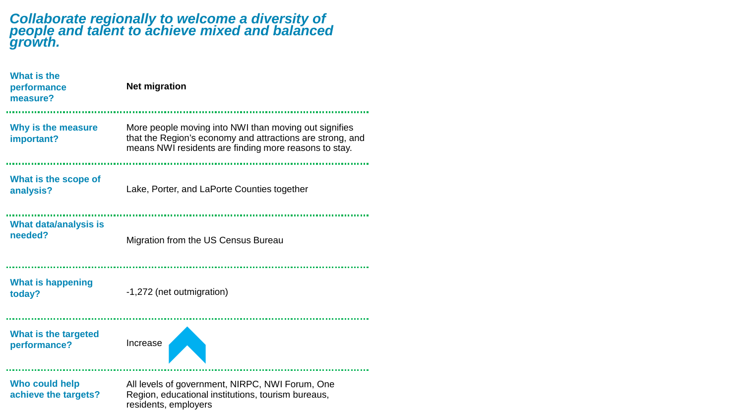## *Collaborate regionally to welcome a diversity of people and talent to achieve mixed and balanced growth.*

| | |
|---|---|
| **What is the performance measure?** | **Net migration** |
| **Why is the measure important?** | More people moving into NWI than moving out signifies that the Region's economy and attractions are strong, and means NWI residents are finding more reasons to stay. |
| **What is the scope of analysis?** | Lake, Porter, and LaPorte Counties together |
| **What data/analysis is needed?** | Migration from the US Census Bureau |
| **What is happening today?** | -1,272 (net outmigration) |
| **What is the targeted performance?** | Increase |
| **Who could help achieve the targets?** | All levels of government, NIRPC, NWI Forum, One Region, educational institutions, tourism bureaus, residents, employers |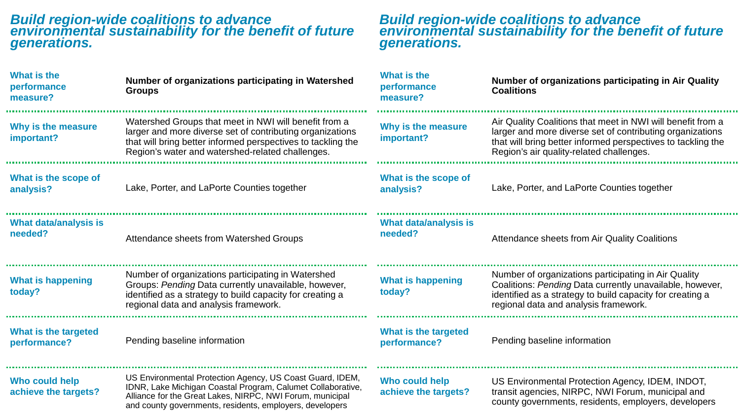## *Build region-wide coalitions to advance environmental sustainability for the benefit of future generations.*

| | |
|---|---|
| **What is the performance measure?** | **Number of organizations participating in Watershed Groups** |
| **Why is the measure important?** | Watershed Groups that meet in NWI will benefit from a larger and more diverse set of contributing organizations that will bring better informed perspectives to tackling the Region's water and watershed-related challenges. |
| **What is the scope of analysis?** | Lake, Porter, and LaPorte Counties together |
| **What data/analysis is needed?** | Attendance sheets from Watershed Groups |
| **What is happening today?** | Number of organizations participating in Watershed Groups: *Pending* Data currently unavailable, however, identified as a strategy to build capacity for creating a regional data and analysis framework. |
| **What is the targeted performance?** | Pending baseline information |
| **Who could help achieve the targets?** | US Environmental Protection Agency, US Coast Guard, IDEM, IDNR, Lake Michigan Coastal Program, Calumet Collaborative, Alliance for the Great Lakes, NIRPC, NWI Forum, municipal and county governments, residents, employers, developers |

## *Build region-wide coalitions to advance environmental sustainability for the benefit of future generations.*

| | |
|---|---|
| **What is the performance measure?** | **Number of organizations participating in Air Quality Coalitions** |
| **Why is the measure important?** | Air Quality Coalitions that meet in NWI will benefit from a larger and more diverse set of contributing organizations that will bring better informed perspectives to tackling the Region's air quality-related challenges. |
| **What is the scope of analysis?** | Lake, Porter, and LaPorte Counties together |
| **What data/analysis is needed?** | Attendance sheets from Air Quality Coalitions |
| **What is happening today?** | Number of organizations participating in Air Quality Coalitions: *Pending* Data currently unavailable, however, identified as a strategy to build capacity for creating a regional data and analysis framework. |
| **What is the targeted performance?** | Pending baseline information |
| **Who could help achieve the targets?** | US Environmental Protection Agency, IDEM, INDOT, transit agencies, NIRPC, NWI Forum, municipal and county governments, residents, employers, developers |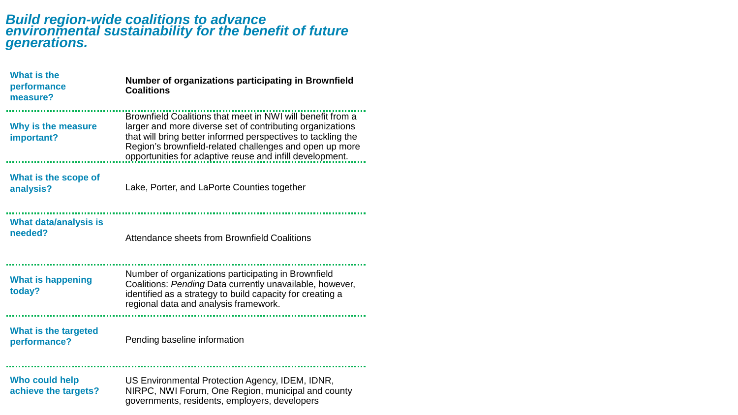# *Build region-wide coalitions to advance environmental sustainability for the benefit of future generations.*

| | |
|---|---|
| **What is the performance measure?** | **Number of organizations participating in Brownfield Coalitions** |
| **Why is the measure important?** | Brownfield Coalitions that meet in NWI will benefit from a larger and more diverse set of contributing organizations that will bring better informed perspectives to tackling the Region's brownfield-related challenges and open up more opportunities for adaptive reuse and infill development. |
| **What is the scope of analysis?** | Lake, Porter, and LaPorte Counties together |
| **What data/analysis is needed?** | Attendance sheets from Brownfield Coalitions |
| **What is happening today?** | Number of organizations participating in Brownfield Coalitions: *Pending* Data currently unavailable, however, identified as a strategy to build capacity for creating a regional data and analysis framework. |
| **What is the targeted performance?** | Pending baseline information |
| **Who could help achieve the targets?** | US Environmental Protection Agency, IDEM, IDNR, NIRPC, NWI Forum, One Region, municipal and county governments, residents, employers, developers |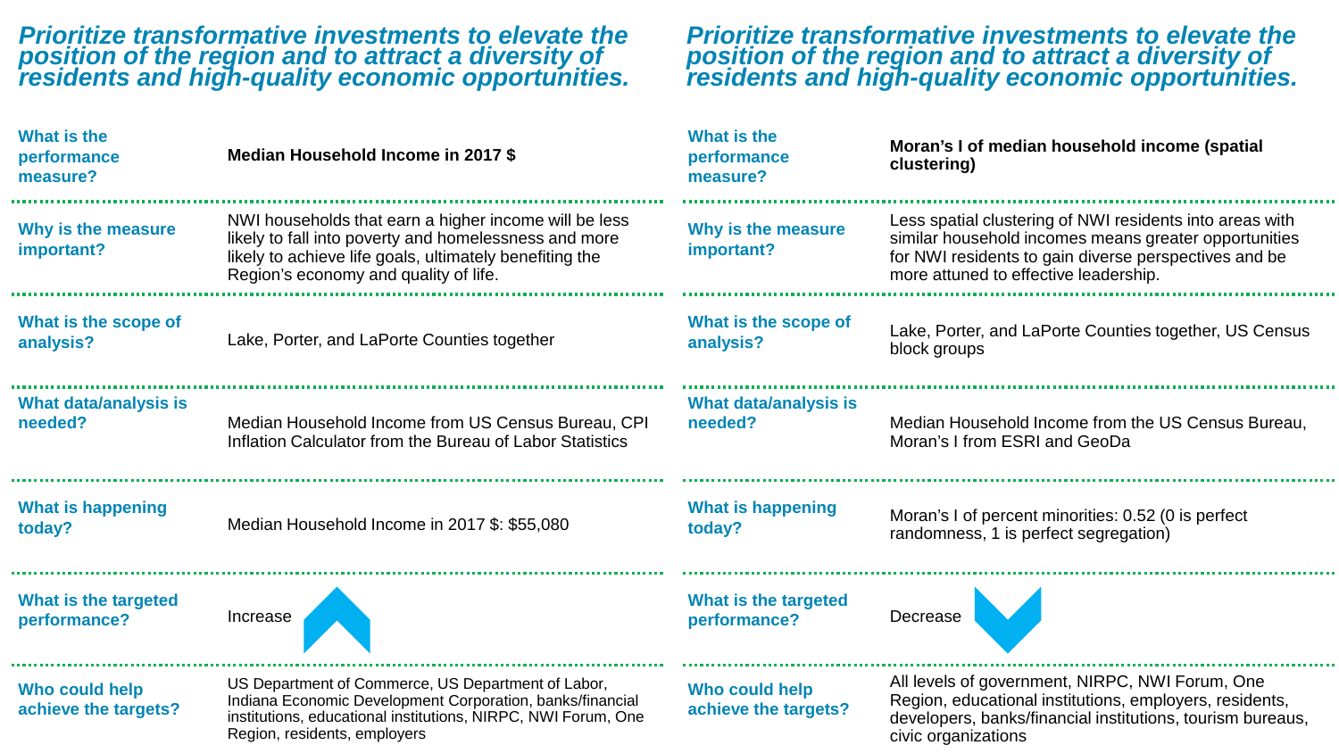## Prioritize transformative investments to elevate the position of the region and to attract a diversity of residents and high-quality economic opportunities.

| | |
|---|---|
| **What is the performance measure?** | **Median Household Income in 2017 $** |
| **Why is the measure important?** | NWI households that earn a higher income will be less likely to fall into poverty and homelessness and more likely to achieve life goals, ultimately benefiting the Region's economy and quality of life. |
| **What is the scope of analysis?** | Lake, Porter, and LaPorte Counties together |
| **What data/analysis is needed?** | Median Household Income from US Census Bureau, CPI Inflation Calculator from the Bureau of Labor Statistics |
| **What is happening today?** | Median Household Income in 2017 $: $55,080 |
| **What is the targeted performance?** | Increase |
| **Who could help achieve the targets?** | US Department of Commerce, US Department of Labor, Indiana Economic Development Corporation, banks/financial institutions, educational institutions, NIRPC, NWI Forum, One Region, residents, employers |

## Prioritize transformative investments to elevate the position of the region and to attract a diversity of residents and high-quality economic opportunities.

| | |
|---|---|
| **What is the performance measure?** | **Moran's I of median household income (spatial clustering)** |
| **Why is the measure important?** | Less spatial clustering of NWI residents into areas with similar household incomes means greater opportunities for NWI residents to gain diverse perspectives and be more attuned to effective leadership. |
| **What is the scope of analysis?** | Lake, Porter, and LaPorte Counties together, US Census block groups |
| **What data/analysis is needed?** | Median Household Income from the US Census Bureau, Moran's I from ESRI and GeoDa |
| **What is happening today?** | Moran's I of percent minorities: 0.52 (0 is perfect randomness, 1 is perfect segregation) |
| **What is the targeted performance?** | Decrease |
| **Who could help achieve the targets?** | All levels of government, NIRPC, NWI Forum, One Region, educational institutions, employers, residents, developers, banks/financial institutions, tourism bureaus, civic organizations |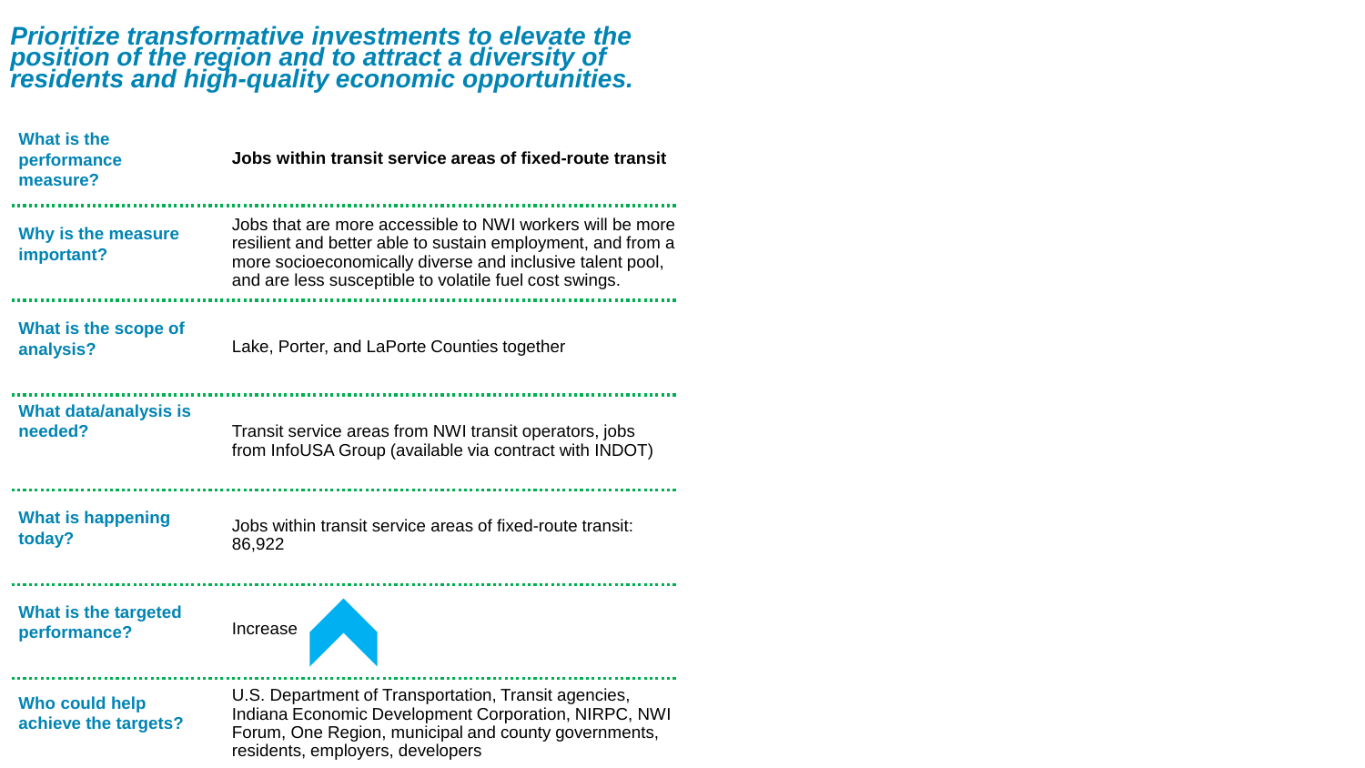## *Prioritize transformative investments to elevate the position of the region and to attract a diversity of residents and high-quality economic opportunities.*

| | |
|---|---|
| **What is the performance measure?** | **Jobs within transit service areas of fixed-route transit** |
| **Why is the measure important?** | Jobs that are more accessible to NWI workers will be more resilient and better able to sustain employment, and from a more socioeconomically diverse and inclusive talent pool, and are less susceptible to volatile fuel cost swings. |
| **What is the scope of analysis?** | Lake, Porter, and LaPorte Counties together |
| **What data/analysis is needed?** | Transit service areas from NWI transit operators, jobs from InfoUSA Group (available via contract with INDOT) |
| **What is happening today?** | Jobs within transit service areas of fixed-route transit: 86,922 |
| **What is the targeted performance?** | Increase |
| **Who could help achieve the targets?** | U.S. Department of Transportation, Transit agencies, Indiana Economic Development Corporation, NIRPC, NWI Forum, One Region, municipal and county governments, residents, employers, developers |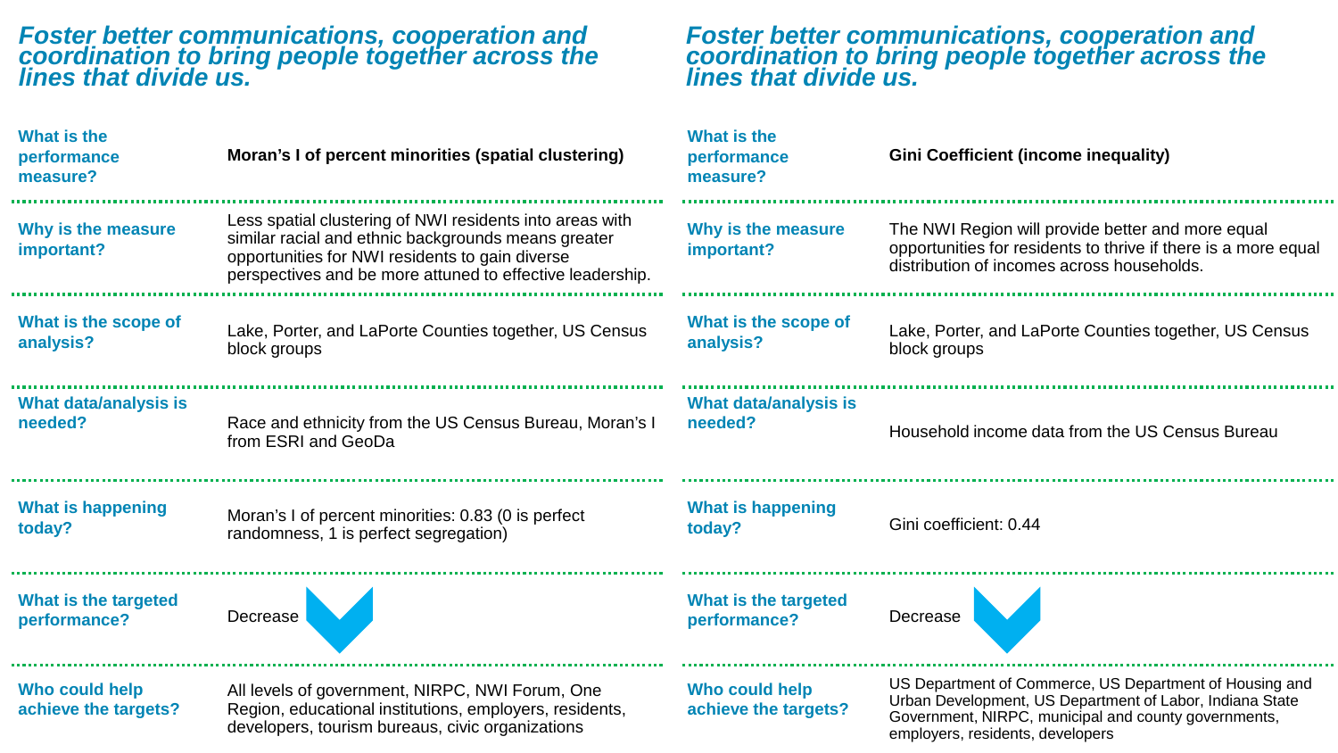## Foster better communications, cooperation and coordination to bring people together across the lines that divide us.

| What is the performance measure? | **Moran's I of percent minorities (spatial clustering)** |
|---|---|
| Why is the measure important? | Less spatial clustering of NWI residents into areas with similar racial and ethnic backgrounds means greater opportunities for NWI residents to gain diverse perspectives and be more attuned to effective leadership. |
| What is the scope of analysis? | Lake, Porter, and LaPorte Counties together, US Census block groups |
| What data/analysis is needed? | Race and ethnicity from the US Census Bureau, Moran's I from ESRI and GeoDa |
| What is happening today? | Moran's I of percent minorities: 0.83 (0 is perfect randomness, 1 is perfect segregation) |
| What is the targeted performance? | Decrease |
| Who could help achieve the targets? | All levels of government, NIRPC, NWI Forum, One Region, educational institutions, employers, residents, developers, tourism bureaus, civic organizations |

## Foster better communications, cooperation and coordination to bring people together across the lines that divide us.

| What is the performance measure? | **Gini Coefficient (income inequality)** |
|---|---|
| Why is the measure important? | The NWI Region will provide better and more equal opportunities for residents to thrive if there is a more equal distribution of incomes across households. |
| What is the scope of analysis? | Lake, Porter, and LaPorte Counties together, US Census block groups |
| What data/analysis is needed? | Household income data from the US Census Bureau |
| What is happening today? | Gini coefficient: 0.44 |
| What is the targeted performance? | Decrease |
| Who could help achieve the targets? | US Department of Commerce, US Department of Housing and Urban Development, US Department of Labor, Indiana State Government, NIRPC, municipal and county governments, employers, residents, developers |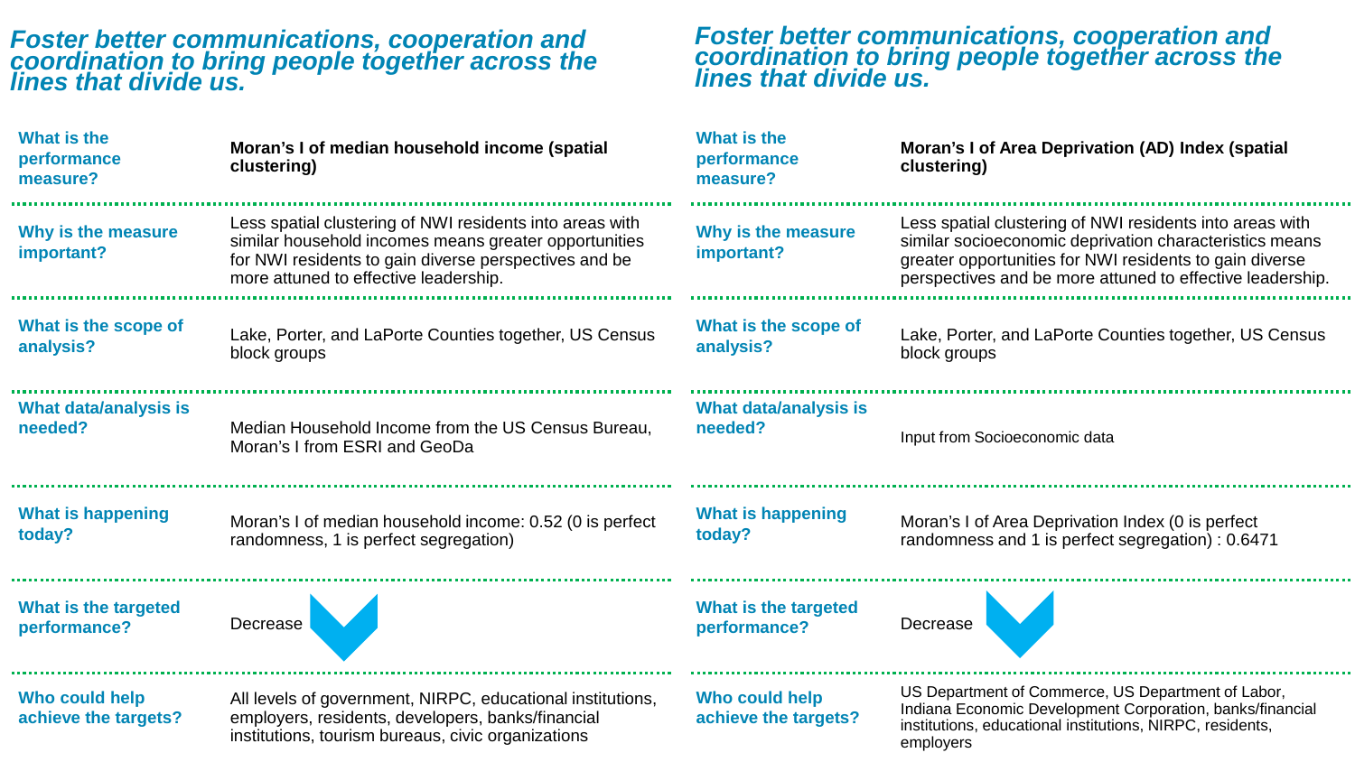## Foster better communications, cooperation and coordination to bring people together across the lines that divide us.

| | |
|---|---|
| **What is the performance measure?** | **Moran's I of median household income (spatial clustering)** |
| **Why is the measure important?** | Less spatial clustering of NWI residents into areas with similar household incomes means greater opportunities for NWI residents to gain diverse perspectives and be more attuned to effective leadership. |
| **What is the scope of analysis?** | Lake, Porter, and LaPorte Counties together, US Census block groups |
| **What data/analysis is needed?** | Median Household Income from the US Census Bureau, Moran's I from ESRI and GeoDa |
| **What is happening today?** | Moran's I of median household income: 0.52 (0 is perfect randomness, 1 is perfect segregation) |
| **What is the targeted performance?** | Decrease |
| **Who could help achieve the targets?** | All levels of government, NIRPC, educational institutions, employers, residents, developers, banks/financial institutions, tourism bureaus, civic organizations |

## Foster better communications, cooperation and coordination to bring people together across the lines that divide us.

| | |
|---|---|
| **What is the performance measure?** | **Moran's I of Area Deprivation (AD) Index (spatial clustering)** |
| **Why is the measure important?** | Less spatial clustering of NWI residents into areas with similar socioeconomic deprivation characteristics means greater opportunities for NWI residents to gain diverse perspectives and be more attuned to effective leadership. |
| **What is the scope of analysis?** | Lake, Porter, and LaPorte Counties together, US Census block groups |
| **What data/analysis is needed?** | Input from Socioeconomic data |
| **What is happening today?** | Moran's I of Area Deprivation Index (0 is perfect randomness and 1 is perfect segregation) : 0.6471 |
| **What is the targeted performance?** | Decrease |
| **Who could help achieve the targets?** | US Department of Commerce, US Department of Labor, Indiana Economic Development Corporation, banks/financial institutions, educational institutions, NIRPC, residents, employers |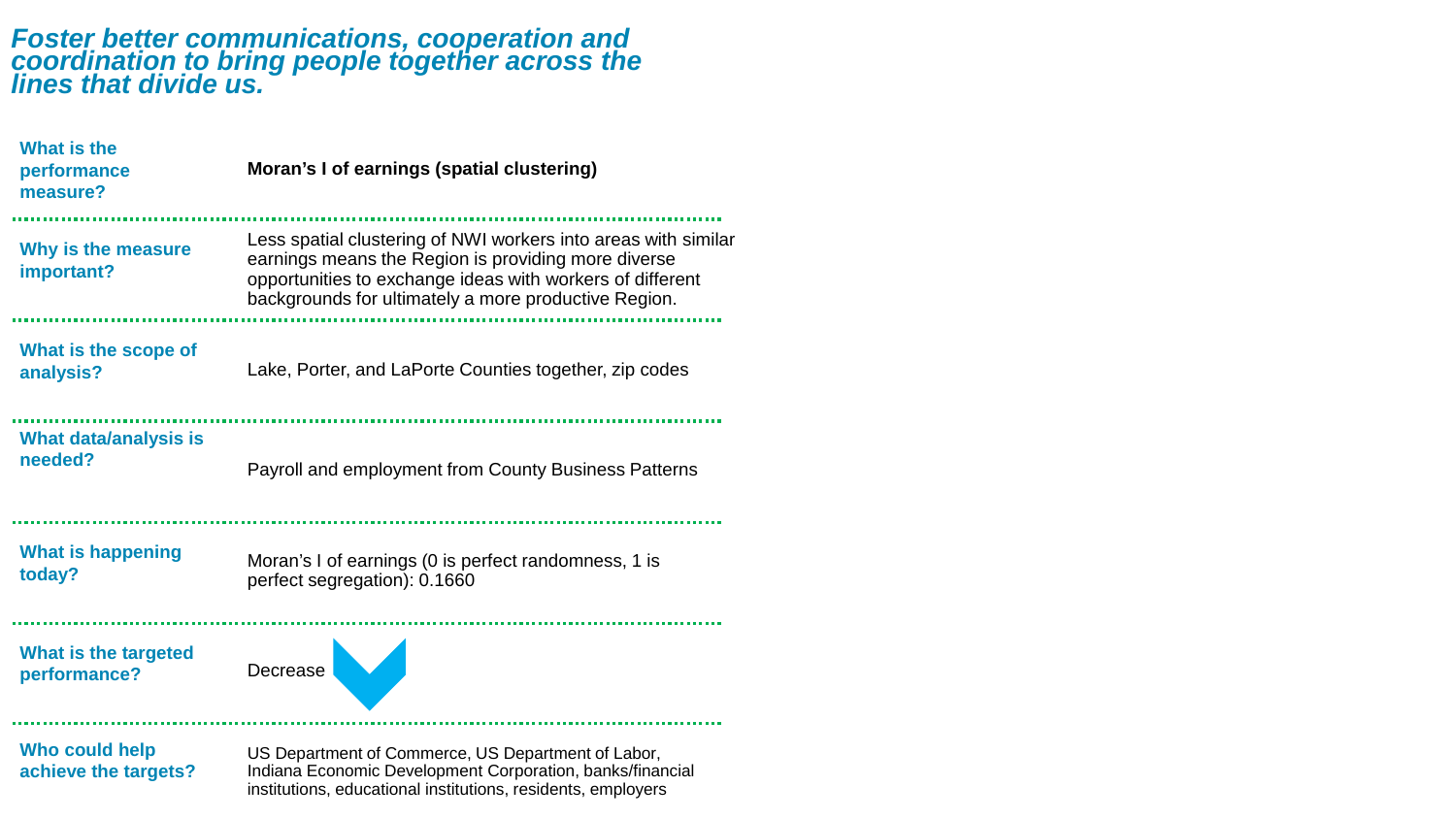# *Foster better communications, cooperation and coordination to bring people together across the lines that divide us.*

| | |
|---|---|
| **What is the performance measure?** | **Moran's I of earnings (spatial clustering)** |
| **Why is the measure important?** | Less spatial clustering of NWI workers into areas with similar earnings means the Region is providing more diverse opportunities to exchange ideas with workers of different backgrounds for ultimately a more productive Region. |
| **What is the scope of analysis?** | Lake, Porter, and LaPorte Counties together, zip codes |
| **What data/analysis is needed?** | Payroll and employment from County Business Patterns |
| **What is happening today?** | Moran's I of earnings (0 is perfect randomness, 1 is perfect segregation): 0.1660 |
| **What is the targeted performance?** | Decrease |
| **Who could help achieve the targets?** | US Department of Commerce, US Department of Labor, Indiana Economic Development Corporation, banks/financial institutions, educational institutions, residents, employers |